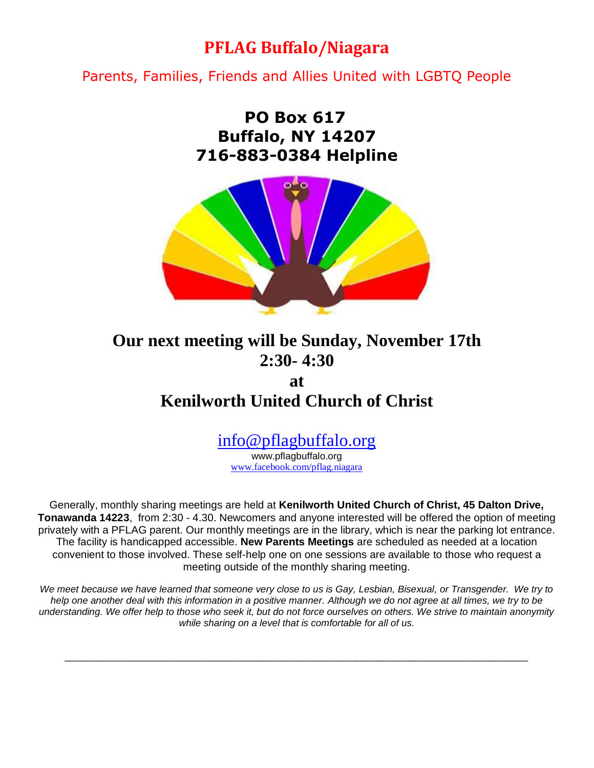# PFLAG Buffalo/Niagara

Parents, Families, Friends and Allies United with LGBTQ People

**PO Box 617**
**Buffalo, NY 14207**
**716-883-0384 Helpline**

## Our next meeting will be Sunday, November 17th 2:30- 4:30 at Kenilworth United Church of Christ

info@pflagbuffalo.org
www.pflagbuffalo.org
www.facebook.com/pflag.niagara

Generally, monthly sharing meetings are held at **Kenilworth United Church of Christ, 45 Dalton Drive, Tonawanda 14223**, from 2:30 - 4.30. Newcomers and anyone interested will be offered the option of meeting privately with a PFLAG parent. Our monthly meetings are in the library, which is near the parking lot entrance. The facility is handicapped accessible. **New Parents Meetings** are scheduled as needed at a location convenient to those involved. These self-help one on one sessions are available to those who request a meeting outside of the monthly sharing meeting.

*We meet because we have learned that someone very close to us is Gay, Lesbian, Bisexual, or Transgender. We try to help one another deal with this information in a positive manner. Although we do not agree at all times, we try to be understanding. We offer help to those who seek it, but do not force ourselves on others. We strive to maintain anonymity while sharing on a level that is comfortable for all of us.*

---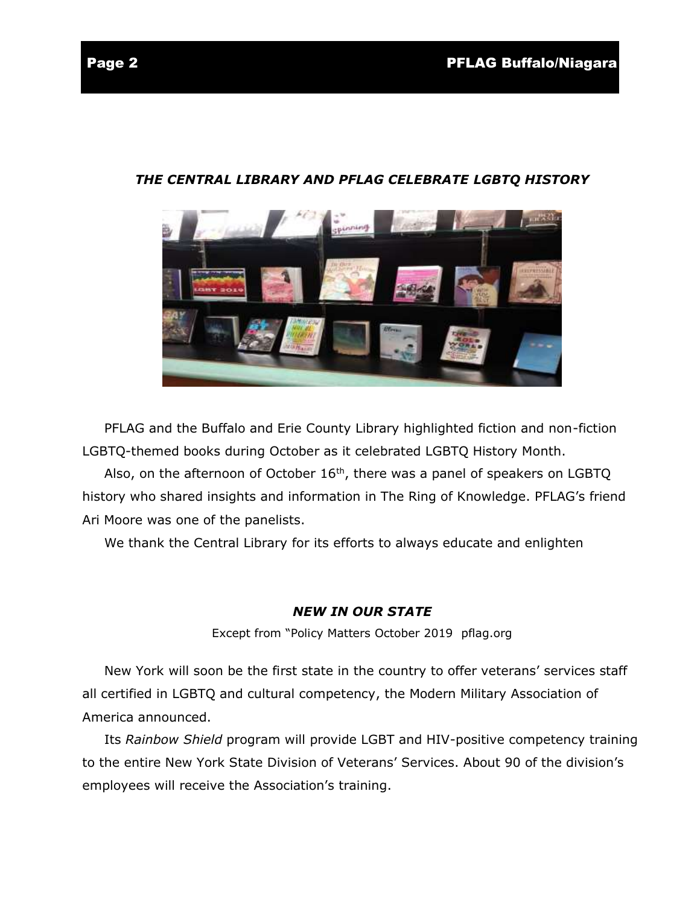### *THE CENTRAL LIBRARY AND PFLAG CELEBRATE LGBTQ HISTORY*

PFLAG and the Buffalo and Erie County Library highlighted fiction and non-fiction LGBTQ-themed books during October as it celebrated LGBTQ History Month.

Also, on the afternoon of October 16th, there was a panel of speakers on LGBTQ history who shared insights and information in The Ring of Knowledge. PFLAG's friend Ari Moore was one of the panelists.

We thank the Central Library for its efforts to always educate and enlighten

### *NEW IN OUR STATE*

Except from "Policy Matters October 2019 pflag.org

New York will soon be the first state in the country to offer veterans' services staff all certified in LGBTQ and cultural competency, the Modern Military Association of America announced.

Its *Rainbow Shield* program will provide LGBT and HIV-positive competency training to the entire New York State Division of Veterans' Services. About 90 of the division's employees will receive the Association's training.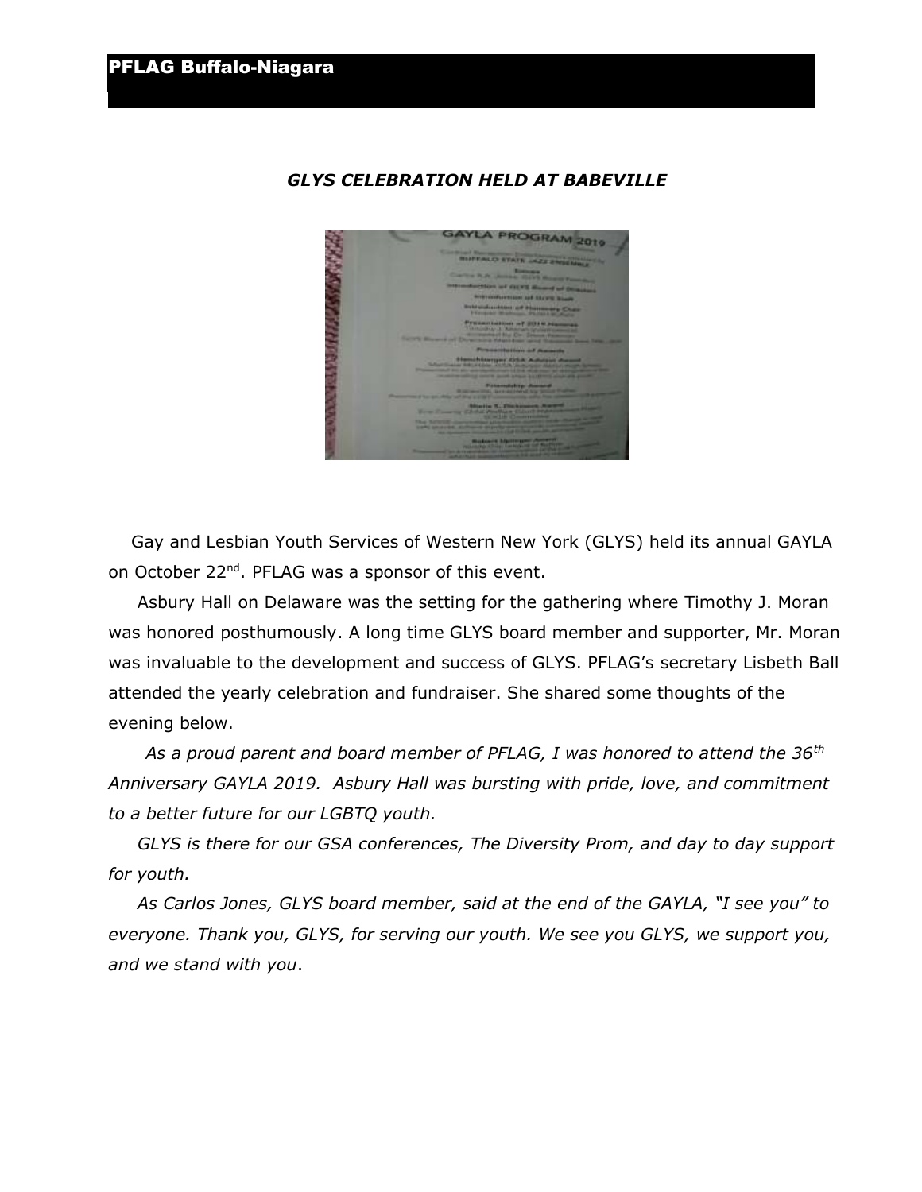### *GLYS CELEBRATION HELD AT BABEVILLE*

Gay and Lesbian Youth Services of Western New York (GLYS) held its annual GAYLA on October 22nd. PFLAG was a sponsor of this event.

Asbury Hall on Delaware was the setting for the gathering where Timothy J. Moran was honored posthumously. A long time GLYS board member and supporter, Mr. Moran was invaluable to the development and success of GLYS. PFLAG's secretary Lisbeth Ball attended the yearly celebration and fundraiser. She shared some thoughts of the evening below.

*As a proud parent and board member of PFLAG, I was honored to attend the 36th Anniversary GAYLA 2019. Asbury Hall was bursting with pride, love, and commitment to a better future for our LGBTQ youth.*

*GLYS is there for our GSA conferences, The Diversity Prom, and day to day support for youth.*

*As Carlos Jones, GLYS board member, said at the end of the GAYLA, "I see you" to everyone. Thank you, GLYS, for serving our youth. We see you GLYS, we support you, and we stand with you.*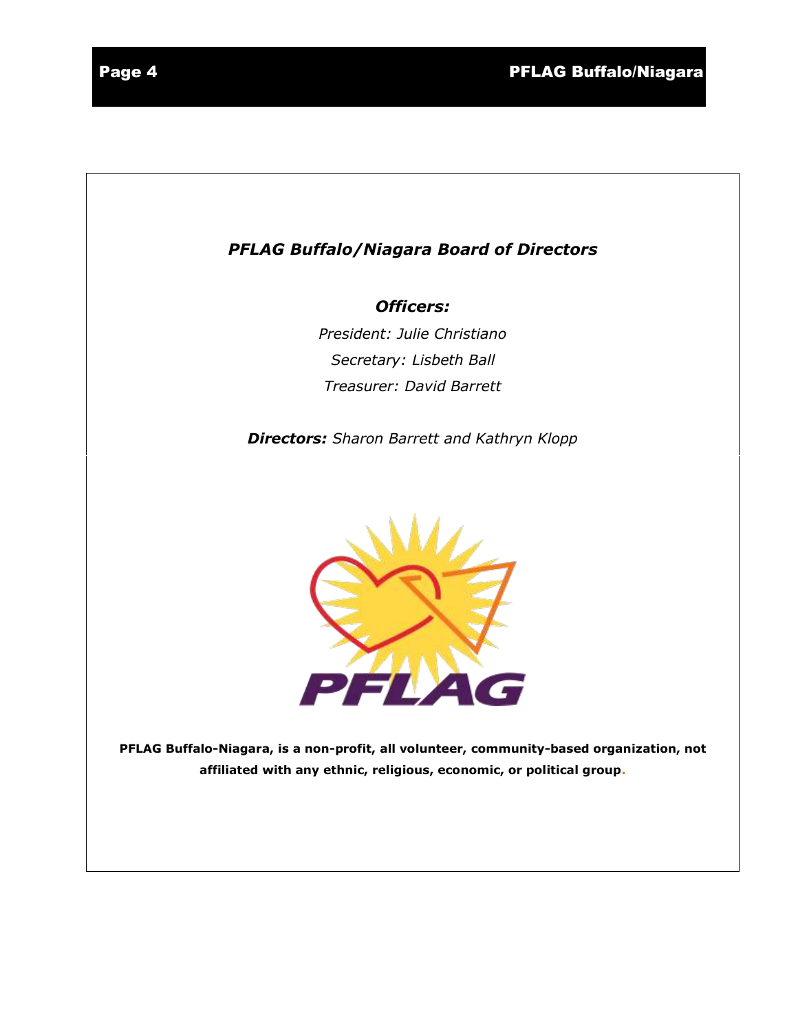## *PFLAG Buffalo/Niagara Board of Directors*

### *Officers:*

*President: Julie Christiano*

*Secretary: Lisbeth Ball*

*Treasurer: David Barrett*

***Directors:*** *Sharon Barrett and Kathryn Klopp*

**PFLAG Buffalo-Niagara, is a non-profit, all volunteer, community-based organization, not affiliated with any ethnic, religious, economic, or political group.**